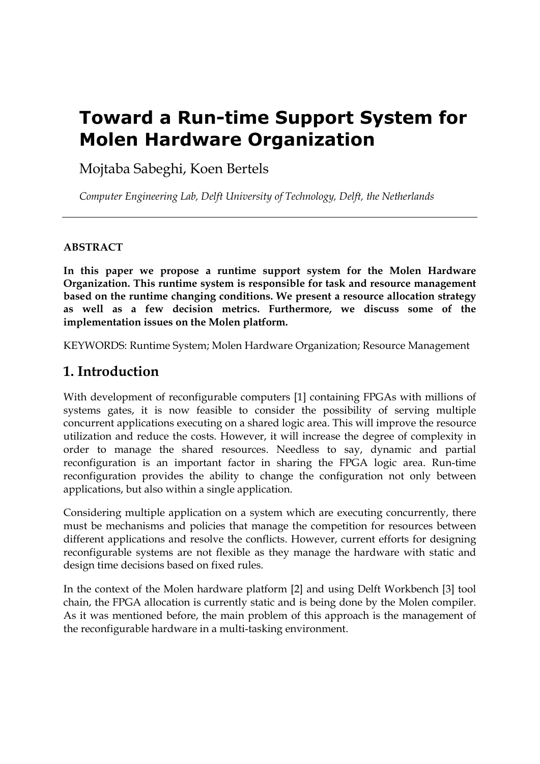# Toward a Run-time Support System for Molen Hardware Organization

Mojtaba Sabeghi, Koen Bertels

*Computer Engineering Lab, Delft University of Technology, Delft, the Netherlands*

---

**ABSTRACT**

**In this paper we propose a runtime support system for the Molen Hardware Organization. This runtime system is responsible for task and resource management based on the runtime changing conditions. We present a resource allocation strategy as well as a few decision metrics. Furthermore, we discuss some of the implementation issues on the Molen platform.**

KEYWORDS: Runtime System; Molen Hardware Organization; Resource Management

## 1. Introduction

With development of reconfigurable computers [1] containing FPGAs with millions of systems gates, it is now feasible to consider the possibility of serving multiple concurrent applications executing on a shared logic area. This will improve the resource utilization and reduce the costs. However, it will increase the degree of complexity in order to manage the shared resources. Needless to say, dynamic and partial reconfiguration is an important factor in sharing the FPGA logic area. Run-time reconfiguration provides the ability to change the configuration not only between applications, but also within a single application.

Considering multiple application on a system which are executing concurrently, there must be mechanisms and policies that manage the competition for resources between different applications and resolve the conflicts. However, current efforts for designing reconfigurable systems are not flexible as they manage the hardware with static and design time decisions based on fixed rules.

In the context of the Molen hardware platform [2] and using Delft Workbench [3] tool chain, the FPGA allocation is currently static and is being done by the Molen compiler. As it was mentioned before, the main problem of this approach is the management of the reconfigurable hardware in a multi-tasking environment.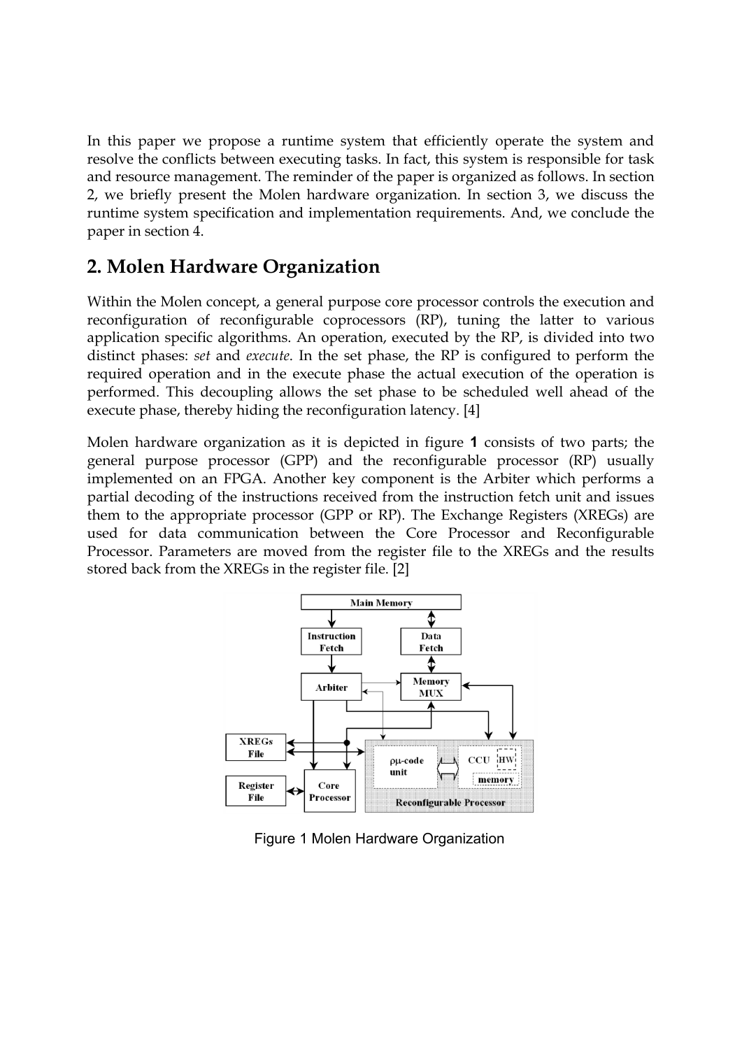In this paper we propose a runtime system that efficiently operate the system and resolve the conflicts between executing tasks. In fact, this system is responsible for task and resource management. The reminder of the paper is organized as follows. In section 2, we briefly present the Molen hardware organization. In section 3, we discuss the runtime system specification and implementation requirements. And, we conclude the paper in section 4.

## 2. Molen Hardware Organization

Within the Molen concept, a general purpose core processor controls the execution and reconfiguration of reconfigurable coprocessors (RP), tuning the latter to various application specific algorithms. An operation, executed by the RP, is divided into two distinct phases: *set* and *execute*. In the set phase, the RP is configured to perform the required operation and in the execute phase the actual execution of the operation is performed. This decoupling allows the set phase to be scheduled well ahead of the execute phase, thereby hiding the reconfiguration latency. [4]

Molen hardware organization as it is depicted in figure **1** consists of two parts; the general purpose processor (GPP) and the reconfigurable processor (RP) usually implemented on an FPGA. Another key component is the Arbiter which performs a partial decoding of the instructions received from the instruction fetch unit and issues them to the appropriate processor (GPP or RP). The Exchange Registers (XREGs) are used for data communication between the Core Processor and Reconfigurable Processor. Parameters are moved from the register file to the XREGs and the results stored back from the XREGs in the register file. [2]

Figure 1 Molen Hardware Organization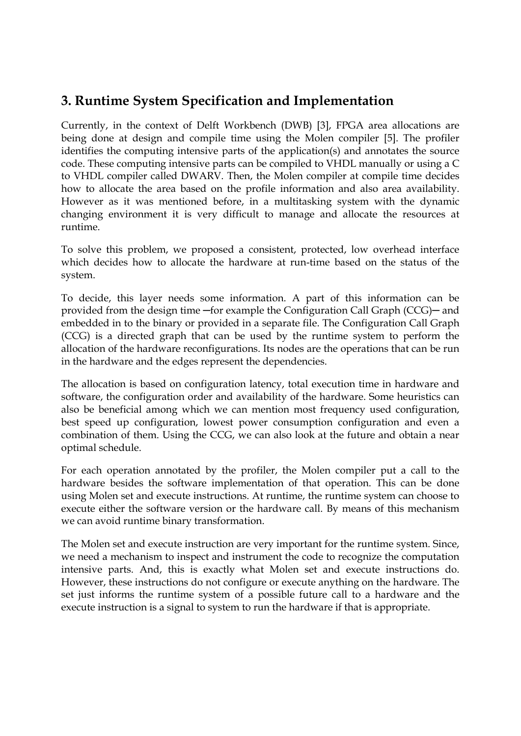## 3. Runtime System Specification and Implementation

Currently, in the context of Delft Workbench (DWB) [3], FPGA area allocations are being done at design and compile time using the Molen compiler [5]. The profiler identifies the computing intensive parts of the application(s) and annotates the source code. These computing intensive parts can be compiled to VHDL manually or using a C to VHDL compiler called DWARV. Then, the Molen compiler at compile time decides how to allocate the area based on the profile information and also area availability. However as it was mentioned before, in a multitasking system with the dynamic changing environment it is very difficult to manage and allocate the resources at runtime.

To solve this problem, we proposed a consistent, protected, low overhead interface which decides how to allocate the hardware at run-time based on the status of the system.

To decide, this layer needs some information. A part of this information can be provided from the design time ─for example the Configuration Call Graph (CCG)─ and embedded in to the binary or provided in a separate file. The Configuration Call Graph (CCG) is a directed graph that can be used by the runtime system to perform the allocation of the hardware reconfigurations. Its nodes are the operations that can be run in the hardware and the edges represent the dependencies.

The allocation is based on configuration latency, total execution time in hardware and software, the configuration order and availability of the hardware. Some heuristics can also be beneficial among which we can mention most frequency used configuration, best speed up configuration, lowest power consumption configuration and even a combination of them. Using the CCG, we can also look at the future and obtain a near optimal schedule.

For each operation annotated by the profiler, the Molen compiler put a call to the hardware besides the software implementation of that operation. This can be done using Molen set and execute instructions. At runtime, the runtime system can choose to execute either the software version or the hardware call. By means of this mechanism we can avoid runtime binary transformation.

The Molen set and execute instruction are very important for the runtime system. Since, we need a mechanism to inspect and instrument the code to recognize the computation intensive parts. And, this is exactly what Molen set and execute instructions do. However, these instructions do not configure or execute anything on the hardware. The set just informs the runtime system of a possible future call to a hardware and the execute instruction is a signal to system to run the hardware if that is appropriate.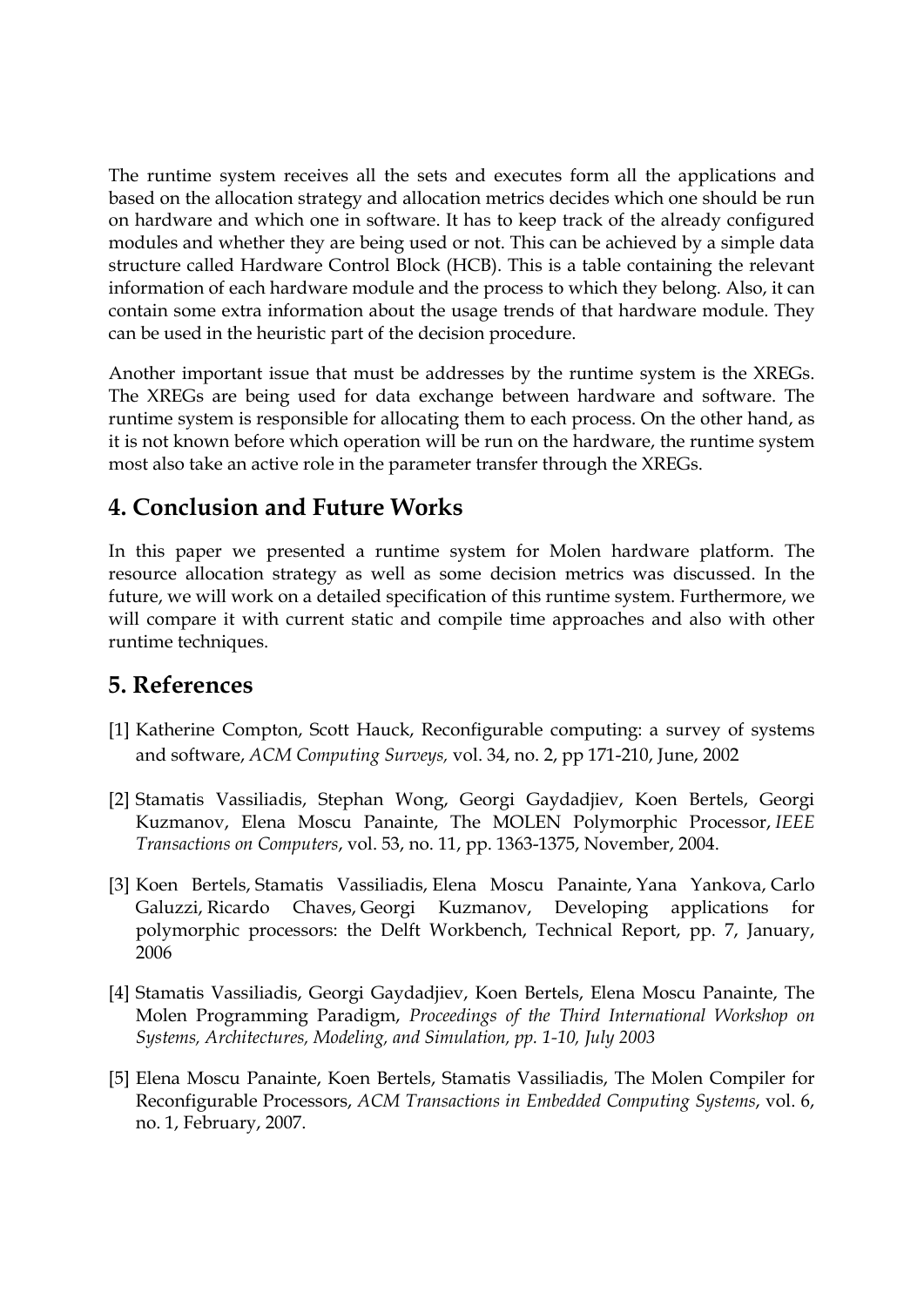The runtime system receives all the sets and executes form all the applications and based on the allocation strategy and allocation metrics decides which one should be run on hardware and which one in software. It has to keep track of the already configured modules and whether they are being used or not. This can be achieved by a simple data structure called Hardware Control Block (HCB). This is a table containing the relevant information of each hardware module and the process to which they belong. Also, it can contain some extra information about the usage trends of that hardware module. They can be used in the heuristic part of the decision procedure.

Another important issue that must be addresses by the runtime system is the XREGs. The XREGs are being used for data exchange between hardware and software. The runtime system is responsible for allocating them to each process. On the other hand, as it is not known before which operation will be run on the hardware, the runtime system most also take an active role in the parameter transfer through the XREGs.

## 4. Conclusion and Future Works

In this paper we presented a runtime system for Molen hardware platform. The resource allocation strategy as well as some decision metrics was discussed. In the future, we will work on a detailed specification of this runtime system. Furthermore, we will compare it with current static and compile time approaches and also with other runtime techniques.

## 5. References

[1] Katherine Compton, Scott Hauck, Reconfigurable computing: a survey of systems and software, *ACM Computing Surveys,* vol. 34, no. 2, pp 171-210, June, 2002

[2] Stamatis Vassiliadis, Stephan Wong, Georgi Gaydadjiev, Koen Bertels, Georgi Kuzmanov, Elena Moscu Panainte, The MOLEN Polymorphic Processor, *IEEE Transactions on Computers*, vol. 53, no. 11, pp. 1363-1375, November, 2004.

[3] Koen Bertels, Stamatis Vassiliadis, Elena Moscu Panainte, Yana Yankova, Carlo Galuzzi, Ricardo Chaves, Georgi Kuzmanov, Developing applications for polymorphic processors: the Delft Workbench, Technical Report, pp. 7, January, 2006

[4] Stamatis Vassiliadis, Georgi Gaydadjiev, Koen Bertels, Elena Moscu Panainte, The Molen Programming Paradigm, *Proceedings of the Third International Workshop on Systems, Architectures, Modeling, and Simulation, pp. 1-10, July 2003*

[5] Elena Moscu Panainte, Koen Bertels, Stamatis Vassiliadis, The Molen Compiler for Reconfigurable Processors, *ACM Transactions in Embedded Computing Systems*, vol. 6, no. 1, February, 2007.